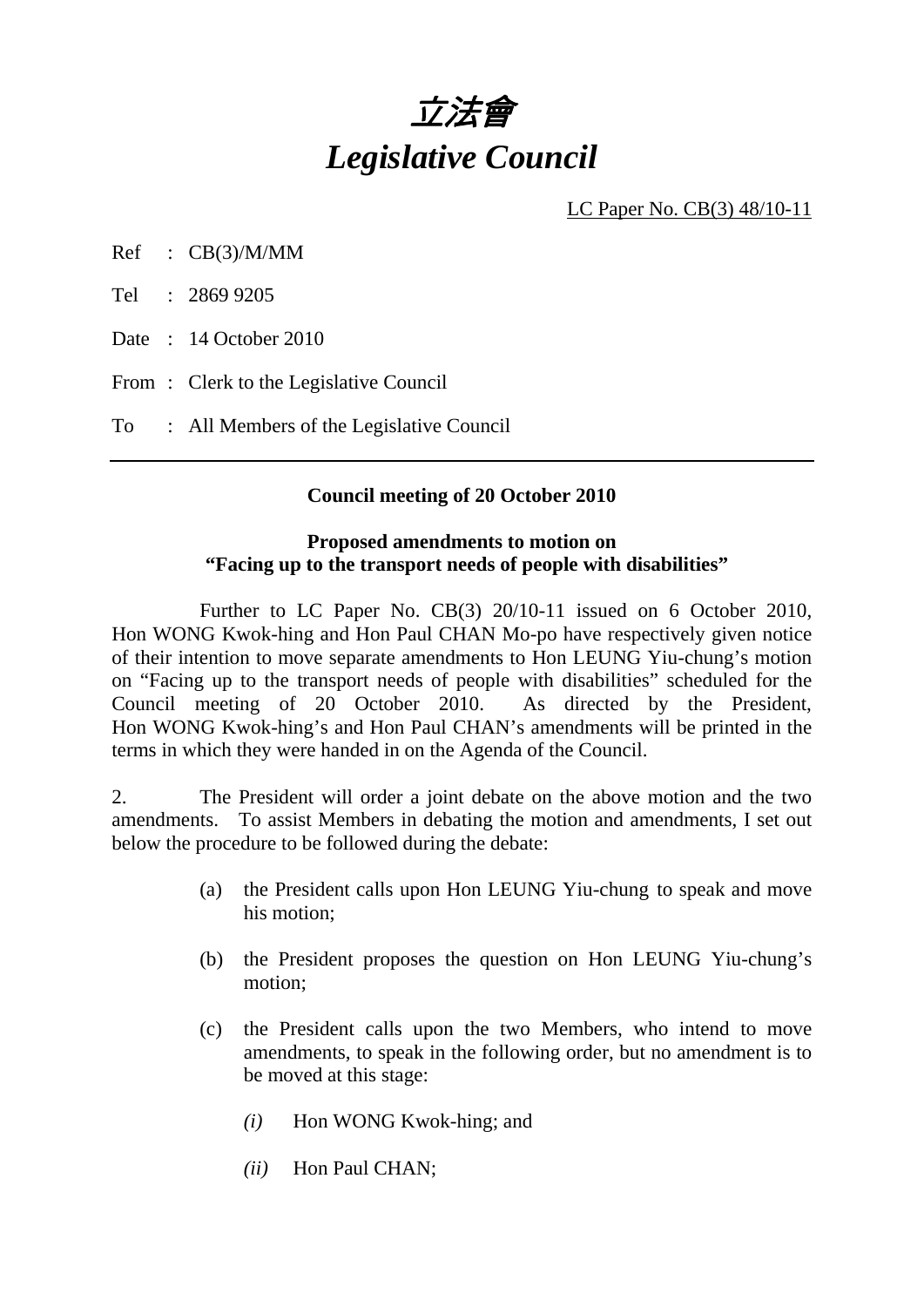# *立法會*
# *Legislative Council*

LC Paper No. CB(3) 48/10-11

Ref : CB(3)/M/MM

Tel : 2869 9205

Date : 14 October 2010

From : Clerk to the Legislative Council

To : All Members of the Legislative Council

---

**Council meeting of 20 October 2010**

**Proposed amendments to motion on "Facing up to the transport needs of people with disabilities"**

Further to LC Paper No. CB(3) 20/10-11 issued on 6 October 2010, Hon WONG Kwok-hing and Hon Paul CHAN Mo-po have respectively given notice of their intention to move separate amendments to Hon LEUNG Yiu-chung's motion on "Facing up to the transport needs of people with disabilities" scheduled for the Council meeting of 20 October 2010. As directed by the President, Hon WONG Kwok-hing's and Hon Paul CHAN's amendments will be printed in the terms in which they were handed in on the Agenda of the Council.

2. The President will order a joint debate on the above motion and the two amendments. To assist Members in debating the motion and amendments, I set out below the procedure to be followed during the debate:

(a) the President calls upon Hon LEUNG Yiu-chung to speak and move his motion;

(b) the President proposes the question on Hon LEUNG Yiu-chung's motion;

(c) the President calls upon the two Members, who intend to move amendments, to speak in the following order, but no amendment is to be moved at this stage:

*(i)* Hon WONG Kwok-hing; and

*(ii)* Hon Paul CHAN;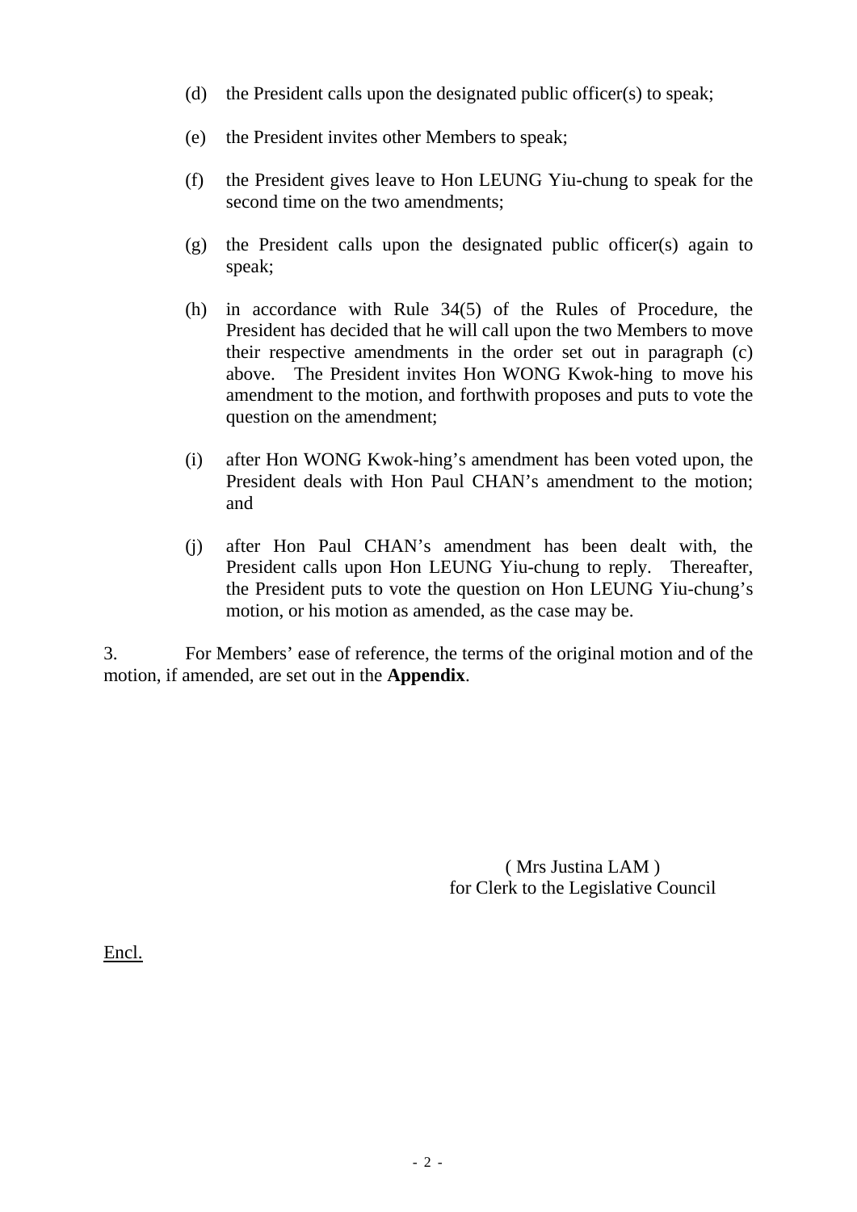(d) the President calls upon the designated public officer(s) to speak;

(e) the President invites other Members to speak;

(f) the President gives leave to Hon LEUNG Yiu-chung to speak for the second time on the two amendments;

(g) the President calls upon the designated public officer(s) again to speak;

(h) in accordance with Rule 34(5) of the Rules of Procedure, the President has decided that he will call upon the two Members to move their respective amendments in the order set out in paragraph (c) above. The President invites Hon WONG Kwok-hing to move his amendment to the motion, and forthwith proposes and puts to vote the question on the amendment;

(i) after Hon WONG Kwok-hing's amendment has been voted upon, the President deals with Hon Paul CHAN's amendment to the motion; and

(j) after Hon Paul CHAN's amendment has been dealt with, the President calls upon Hon LEUNG Yiu-chung to reply. Thereafter, the President puts to vote the question on Hon LEUNG Yiu-chung's motion, or his motion as amended, as the case may be.

3. For Members' ease of reference, the terms of the original motion and of the motion, if amended, are set out in the **Appendix**.

( Mrs Justina LAM )
for Clerk to the Legislative Council

Encl.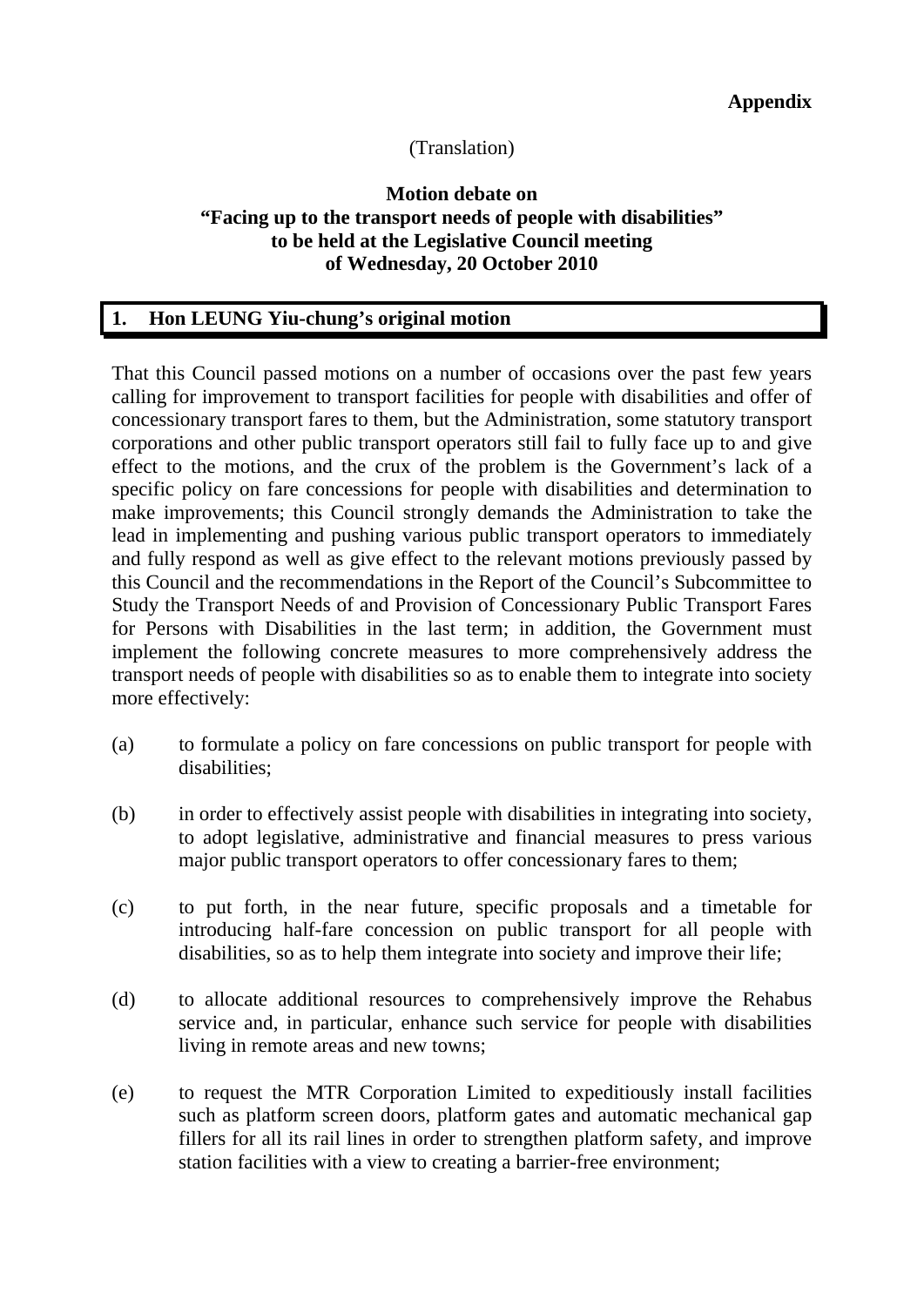**Appendix**

(Translation)

**Motion debate on**
**"Facing up to the transport needs of people with disabilities"**
**to be held at the Legislative Council meeting**
**of Wednesday, 20 October 2010**

## 1. Hon LEUNG Yiu-chung's original motion

That this Council passed motions on a number of occasions over the past few years calling for improvement to transport facilities for people with disabilities and offer of concessionary transport fares to them, but the Administration, some statutory transport corporations and other public transport operators still fail to fully face up to and give effect to the motions, and the crux of the problem is the Government's lack of a specific policy on fare concessions for people with disabilities and determination to make improvements; this Council strongly demands the Administration to take the lead in implementing and pushing various public transport operators to immediately and fully respond as well as give effect to the relevant motions previously passed by this Council and the recommendations in the Report of the Council's Subcommittee to Study the Transport Needs of and Provision of Concessionary Public Transport Fares for Persons with Disabilities in the last term; in addition, the Government must implement the following concrete measures to more comprehensively address the transport needs of people with disabilities so as to enable them to integrate into society more effectively:

(a) to formulate a policy on fare concessions on public transport for people with disabilities;

(b) in order to effectively assist people with disabilities in integrating into society, to adopt legislative, administrative and financial measures to press various major public transport operators to offer concessionary fares to them;

(c) to put forth, in the near future, specific proposals and a timetable for introducing half-fare concession on public transport for all people with disabilities, so as to help them integrate into society and improve their life;

(d) to allocate additional resources to comprehensively improve the Rehabus service and, in particular, enhance such service for people with disabilities living in remote areas and new towns;

(e) to request the MTR Corporation Limited to expeditiously install facilities such as platform screen doors, platform gates and automatic mechanical gap fillers for all its rail lines in order to strengthen platform safety, and improve station facilities with a view to creating a barrier-free environment;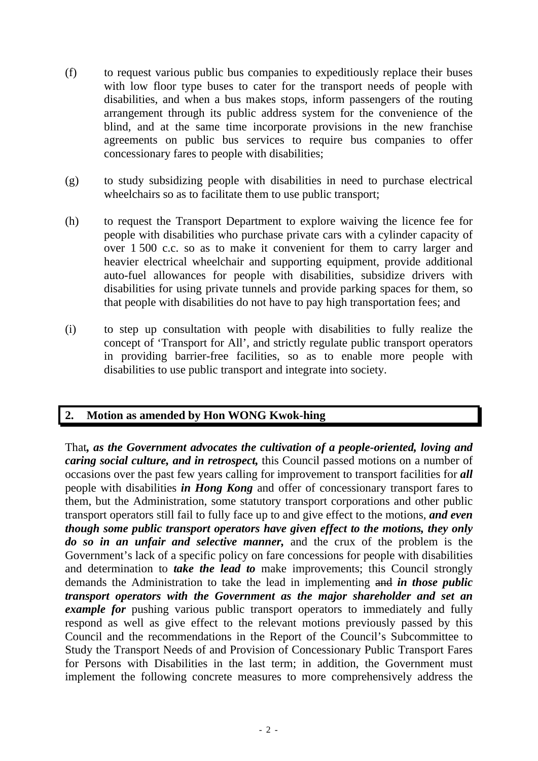(f) to request various public bus companies to expeditiously replace their buses with low floor type buses to cater for the transport needs of people with disabilities, and when a bus makes stops, inform passengers of the routing arrangement through its public address system for the convenience of the blind, and at the same time incorporate provisions in the new franchise agreements on public bus services to require bus companies to offer concessionary fares to people with disabilities;

(g) to study subsidizing people with disabilities in need to purchase electrical wheelchairs so as to facilitate them to use public transport;

(h) to request the Transport Department to explore waiving the licence fee for people with disabilities who purchase private cars with a cylinder capacity of over 1 500 c.c. so as to make it convenient for them to carry larger and heavier electrical wheelchair and supporting equipment, provide additional auto-fuel allowances for people with disabilities, subsidize drivers with disabilities for using private tunnels and provide parking spaces for them, so that people with disabilities do not have to pay high transportation fees; and

(i) to step up consultation with people with disabilities to fully realize the concept of 'Transport for All', and strictly regulate public transport operators in providing barrier-free facilities, so as to enable more people with disabilities to use public transport and integrate into society.

## 2. Motion as amended by Hon WONG Kwok-hing

That***, as the Government advocates the cultivation of a people-oriented, loving and caring social culture, and in retrospect,*** this Council passed motions on a number of occasions over the past few years calling for improvement to transport facilities for ***all*** people with disabilities ***in Hong Kong*** and offer of concessionary transport fares to them, but the Administration, some statutory transport corporations and other public transport operators still fail to fully face up to and give effect to the motions, ***and even though some public transport operators have given effect to the motions, they only do so in an unfair and selective manner,*** and the crux of the problem is the Government's lack of a specific policy on fare concessions for people with disabilities and determination to ***take the lead to*** make improvements; this Council strongly demands the Administration to take the lead in implementing ~~and~~ ***in those public transport operators with the Government as the major shareholder and set an example for*** pushing various public transport operators to immediately and fully respond as well as give effect to the relevant motions previously passed by this Council and the recommendations in the Report of the Council's Subcommittee to Study the Transport Needs of and Provision of Concessionary Public Transport Fares for Persons with Disabilities in the last term; in addition, the Government must implement the following concrete measures to more comprehensively address the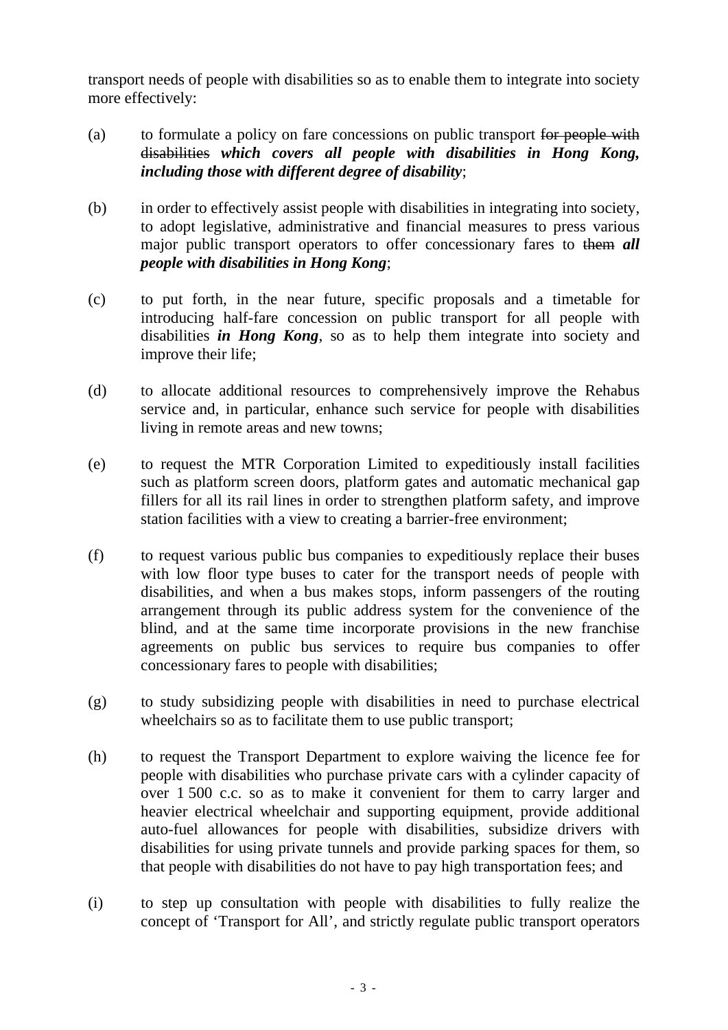transport needs of people with disabilities so as to enable them to integrate into society more effectively:

(a) to formulate a policy on fare concessions on public transport ~~for people with disabilities~~ ***which covers all people with disabilities in Hong Kong, including those with different degree of disability***;

(b) in order to effectively assist people with disabilities in integrating into society, to adopt legislative, administrative and financial measures to press various major public transport operators to offer concessionary fares to ~~them~~ ***all people with disabilities in Hong Kong***;

(c) to put forth, in the near future, specific proposals and a timetable for introducing half-fare concession on public transport for all people with disabilities ***in Hong Kong***, so as to help them integrate into society and improve their life;

(d) to allocate additional resources to comprehensively improve the Rehabus service and, in particular, enhance such service for people with disabilities living in remote areas and new towns;

(e) to request the MTR Corporation Limited to expeditiously install facilities such as platform screen doors, platform gates and automatic mechanical gap fillers for all its rail lines in order to strengthen platform safety, and improve station facilities with a view to creating a barrier-free environment;

(f) to request various public bus companies to expeditiously replace their buses with low floor type buses to cater for the transport needs of people with disabilities, and when a bus makes stops, inform passengers of the routing arrangement through its public address system for the convenience of the blind, and at the same time incorporate provisions in the new franchise agreements on public bus services to require bus companies to offer concessionary fares to people with disabilities;

(g) to study subsidizing people with disabilities in need to purchase electrical wheelchairs so as to facilitate them to use public transport;

(h) to request the Transport Department to explore waiving the licence fee for people with disabilities who purchase private cars with a cylinder capacity of over 1 500 c.c. so as to make it convenient for them to carry larger and heavier electrical wheelchair and supporting equipment, provide additional auto-fuel allowances for people with disabilities, subsidize drivers with disabilities for using private tunnels and provide parking spaces for them, so that people with disabilities do not have to pay high transportation fees; and

(i) to step up consultation with people with disabilities to fully realize the concept of 'Transport for All', and strictly regulate public transport operators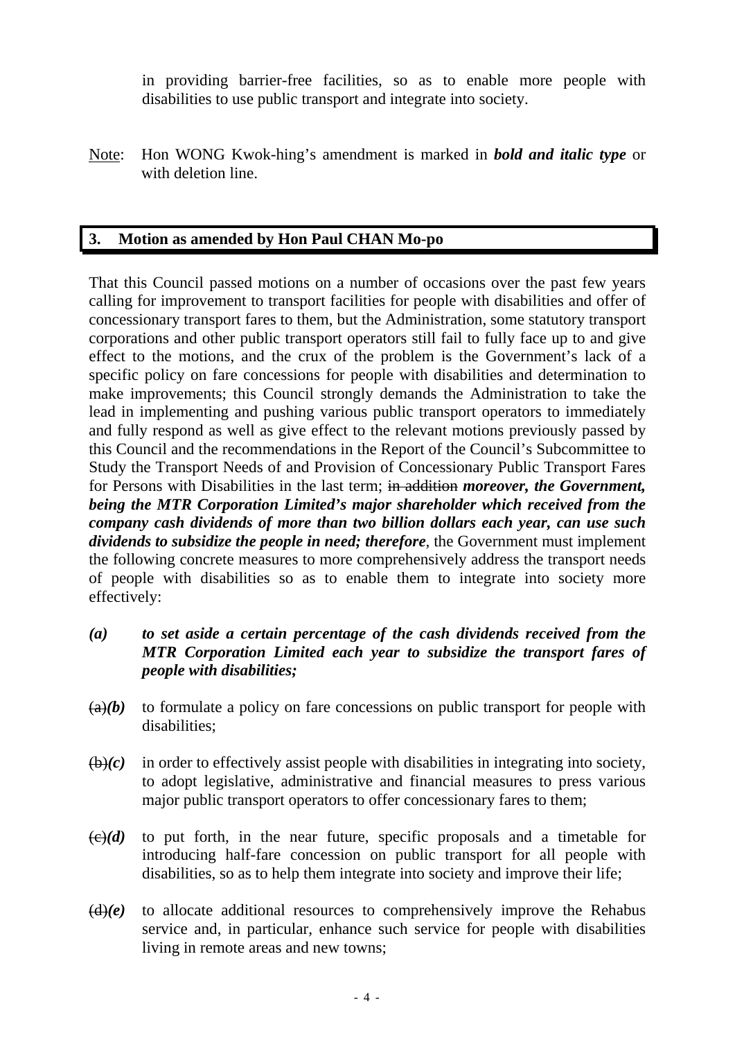in providing barrier-free facilities, so as to enable more people with disabilities to use public transport and integrate into society.

Note: Hon WONG Kwok-hing's amendment is marked in ***bold and italic type*** or with deletion line.

## 3. Motion as amended by Hon Paul CHAN Mo-po

That this Council passed motions on a number of occasions over the past few years calling for improvement to transport facilities for people with disabilities and offer of concessionary transport fares to them, but the Administration, some statutory transport corporations and other public transport operators still fail to fully face up to and give effect to the motions, and the crux of the problem is the Government's lack of a specific policy on fare concessions for people with disabilities and determination to make improvements; this Council strongly demands the Administration to take the lead in implementing and pushing various public transport operators to immediately and fully respond as well as give effect to the relevant motions previously passed by this Council and the recommendations in the Report of the Council's Subcommittee to Study the Transport Needs of and Provision of Concessionary Public Transport Fares for Persons with Disabilities in the last term; ~~in addition~~ ***moreover, the Government, being the MTR Corporation Limited's major shareholder which received from the company cash dividends of more than two billion dollars each year, can use such dividends to subsidize the people in need; therefore***, the Government must implement the following concrete measures to more comprehensively address the transport needs of people with disabilities so as to enable them to integrate into society more effectively:

***(a)*** ***to set aside a certain percentage of the cash dividends received from the MTR Corporation Limited each year to subsidize the transport fares of people with disabilities;***

~~(a)~~***(b)*** to formulate a policy on fare concessions on public transport for people with disabilities;

~~(b)~~***(c)*** in order to effectively assist people with disabilities in integrating into society, to adopt legislative, administrative and financial measures to press various major public transport operators to offer concessionary fares to them;

~~(c)~~***(d)*** to put forth, in the near future, specific proposals and a timetable for introducing half-fare concession on public transport for all people with disabilities, so as to help them integrate into society and improve their life;

~~(d)~~***(e)*** to allocate additional resources to comprehensively improve the Rehabus service and, in particular, enhance such service for people with disabilities living in remote areas and new towns;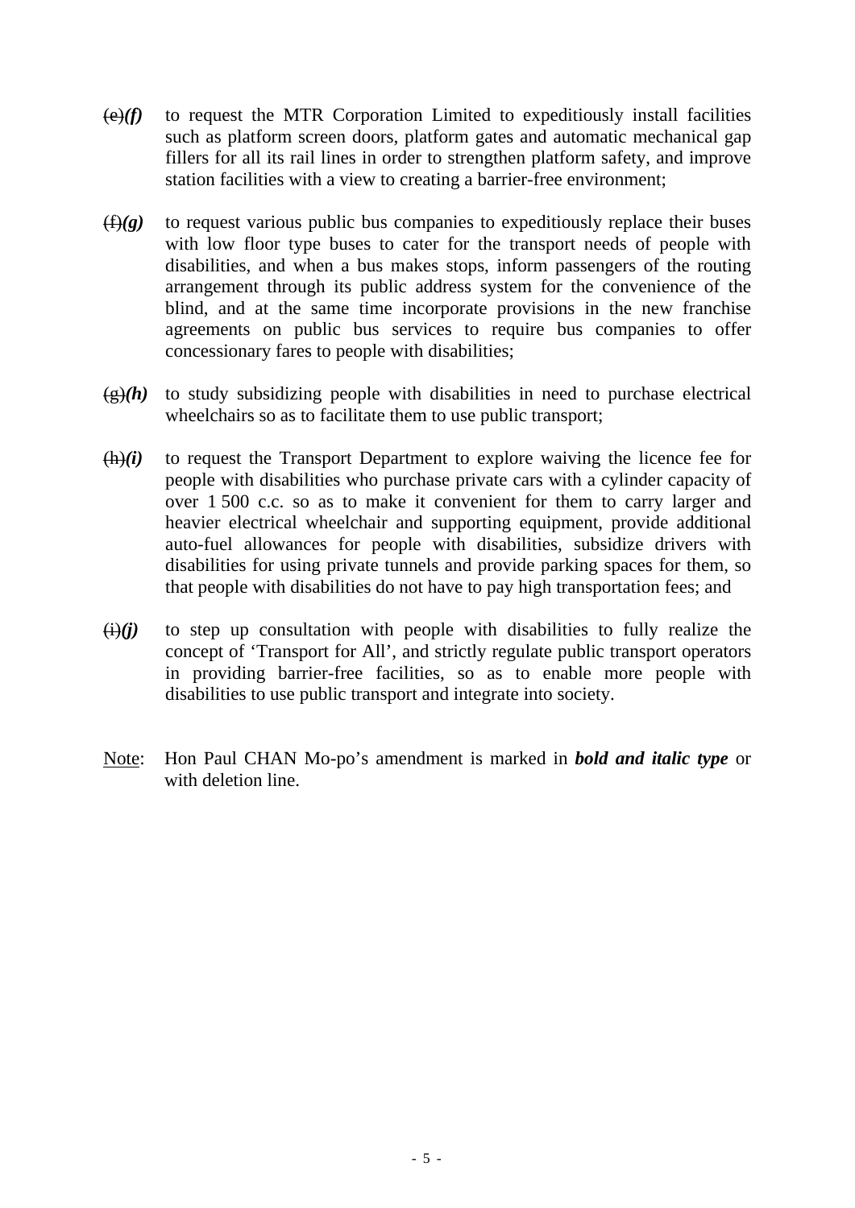~~(e)~~***(f)*** to request the MTR Corporation Limited to expeditiously install facilities such as platform screen doors, platform gates and automatic mechanical gap fillers for all its rail lines in order to strengthen platform safety, and improve station facilities with a view to creating a barrier-free environment;

~~(f)~~***(g)*** to request various public bus companies to expeditiously replace their buses with low floor type buses to cater for the transport needs of people with disabilities, and when a bus makes stops, inform passengers of the routing arrangement through its public address system for the convenience of the blind, and at the same time incorporate provisions in the new franchise agreements on public bus services to require bus companies to offer concessionary fares to people with disabilities;

~~(g)~~***(h)*** to study subsidizing people with disabilities in need to purchase electrical wheelchairs so as to facilitate them to use public transport;

~~(h)~~***(i)*** to request the Transport Department to explore waiving the licence fee for people with disabilities who purchase private cars with a cylinder capacity of over 1 500 c.c. so as to make it convenient for them to carry larger and heavier electrical wheelchair and supporting equipment, provide additional auto-fuel allowances for people with disabilities, subsidize drivers with disabilities for using private tunnels and provide parking spaces for them, so that people with disabilities do not have to pay high transportation fees; and

~~(i)~~***(j)*** to step up consultation with people with disabilities to fully realize the concept of 'Transport for All', and strictly regulate public transport operators in providing barrier-free facilities, so as to enable more people with disabilities to use public transport and integrate into society.

<u>Note</u>: Hon Paul CHAN Mo-po's amendment is marked in ***bold and italic type*** or with deletion line.